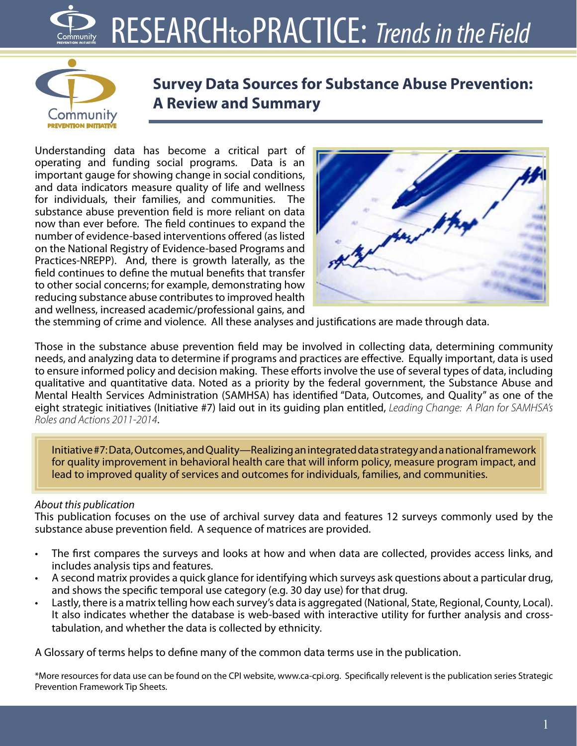# RESEARCHtoPRACTICE: *Trends in the Field*

## Survey Data Sources for Substance Abuse Prevention: A Review and Summary

Understanding data has become a critical part of operating and funding social programs. Data is an important gauge for showing change in social conditions, and data indicators measure quality of life and wellness for individuals, their families, and communities. The substance abuse prevention field is more reliant on data now than ever before. The field continues to expand the number of evidence-based interventions offered (as listed on the National Registry of Evidence-based Programs and Practices-NREPP). And, there is growth laterally, as the field continues to define the mutual benefits that transfer to other social concerns; for example, demonstrating how reducing substance abuse contributes to improved health and wellness, increased academic/professional gains, and the stemming of crime and violence. All these analyses and justifications are made through data.

Those in the substance abuse prevention field may be involved in collecting data, determining community needs, and analyzing data to determine if programs and practices are effective. Equally important, data is used to ensure informed policy and decision making. These efforts involve the use of several types of data, including qualitative and quantitative data. Noted as a priority by the federal government, the Substance Abuse and Mental Health Services Administration (SAMHSA) has identified "Data, Outcomes, and Quality" as one of the eight strategic initiatives (Initiative #7) laid out in its guiding plan entitled, *Leading Change: A Plan for SAMHSA's Roles and Actions 2011-2014*.

> Initiative #7: Data, Outcomes, and Quality—Realizing an integrated data strategy and a national framework for quality improvement in behavioral health care that will inform policy, measure program impact, and lead to improved quality of services and outcomes for individuals, families, and communities.

*About this publication*

This publication focuses on the use of archival survey data and features 12 surveys commonly used by the substance abuse prevention field. A sequence of matrices are provided.

- The first compares the surveys and looks at how and when data are collected, provides access links, and includes analysis tips and features.
- A second matrix provides a quick glance for identifying which surveys ask questions about a particular drug, and shows the specific temporal use category (e.g. 30 day use) for that drug.
- Lastly, there is a matrix telling how each survey's data is aggregated (National, State, Regional, County, Local). It also indicates whether the database is web-based with interactive utility for further analysis and cross-tabulation, and whether the data is collected by ethnicity.

A Glossary of terms helps to define many of the common data terms use in the publication.

\*More resources for data use can be found on the CPI website, www.ca-cpi.org. Specifically relevent is the publication series Strategic Prevention Framework Tip Sheets.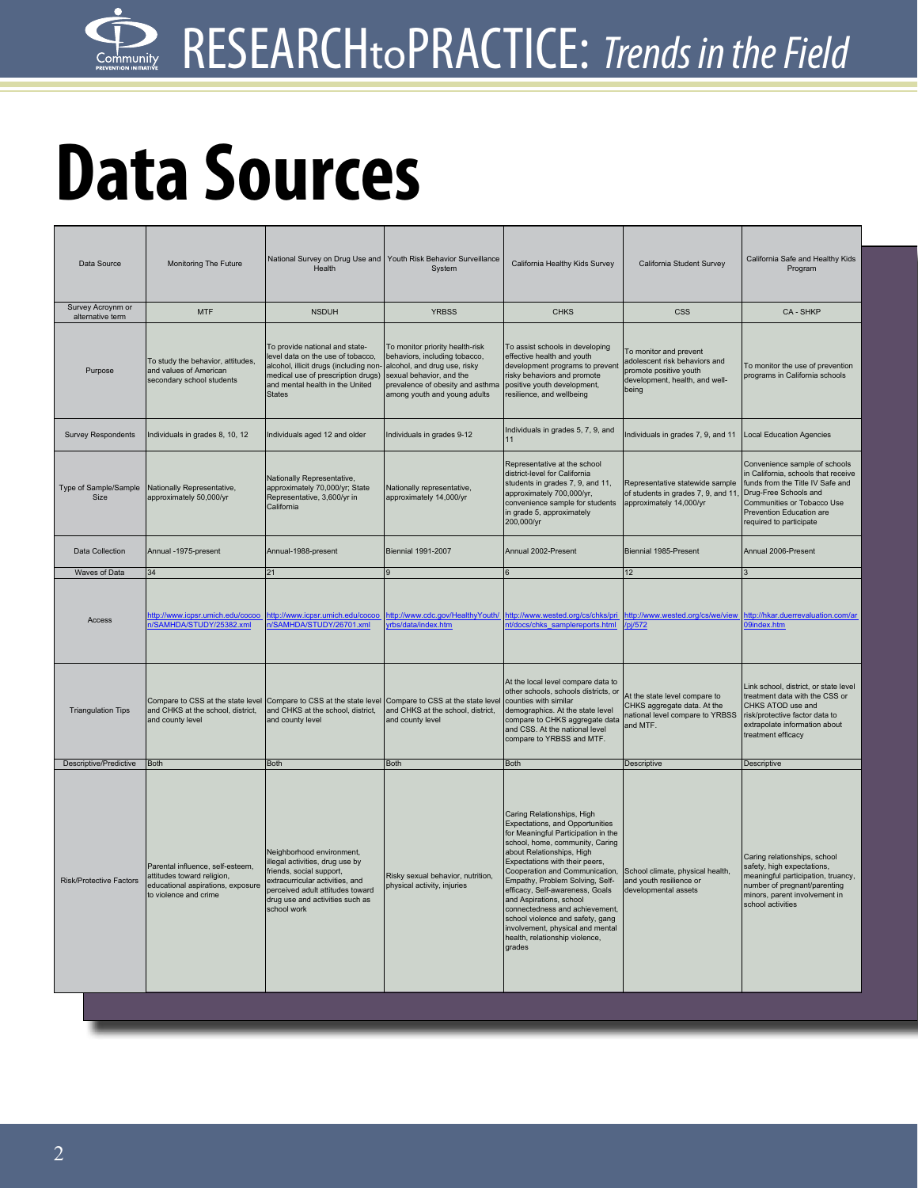# Data Sources

| Data Source | Monitoring The Future | National Survey on Drug Use and Health | Youth Risk Behavior Surveillance System | California Healthy Kids Survey | California Student Survey | California Safe and Healthy Kids Program |
|---|---|---|---|---|---|---|
| Survey Acroynm or alternative term | MTF | NSDUH | YRBSS | CHKS | CSS | CA - SHKP |
| Purpose | To study the behavior, attitudes, and values of American secondary school students | To provide national and state-level data on the use of tobacco, alcohol, illicit drugs (including non-medical use of prescription drugs) and mental health in the United States | To monitor priority health-risk behaviors, including tobacco, alcohol, and drug use, risky sexual behavior, and the prevalence of obesity and asthma among youth and young adults | To assist schools in developing effective health and youth development programs to prevent risky behaviors and promote positive youth development, resilience, and wellbeing | To monitor and prevent adolescent risk behaviors and promote positive youth development, health, and well-being | To monitor the use of prevention programs in California schools |
| Survey Respondents | Individuals in grades 8, 10, 12 | Individuals aged 12 and older | Individuals in grades 9-12 | Individuals in grades 5, 7, 9, and 11 | Individuals in grades 7, 9, and 11 | Local Education Agencies |
| Type of Sample/Sample Size | Nationally Representative, approximately 50,000/yr | Nationally Representative, approximately 70,000/yr; State Representative, 3,600/yr in California | Nationally representative, approximately 14,000/yr | Representative at the school district-level for California students in grades 7, 9, and 11, approximately 700,000/yr, convenience sample for students in grade 5, approximately 200,000/yr | Representative statewide sample of students in grades 7, 9, and 11, approximately 14,000/yr | Convenience sample of schools in California, schools that receive funds from the Title IV Safe and Drug-Free Schools and Communities or Tobacco Use Prevention Education are required to participate |
| Data Collection | Annual -1975-present | Annual-1988-present | Biennial 1991-2007 | Annual 2002-Present | Biennial 1985-Present | Annual 2006-Present |
| Waves of Data | 34 | 21 | 9 | 6 | 12 | 3 |
| Access | http://www.icpsr.umich.edu/cocoon/SAMHDA/STUDY/25382.xml | http://www.icpsr.umich.edu/cocoon/SAMHDA/STUDY/26701.xml | http://www.cdc.gov/HealthyYouth/yrbs/data/index.htm | http://www.wested.org/cs/chks/print/docs/chks_samplereports.html | http://www.wested.org/cs/we/view/pj/572 | http://hkar.duerrevaluation.com/ar09index.htm |
| Triangulation Tips | Compare to CSS at the state level and CHKS at the school, district, and county level | Compare to CSS at the state level and CHKS at the school, district, and county level | Compare to CSS at the state level and CHKS at the school, district, and county level | At the local level compare data to other schools, schools districts, or counties with similar demographics. At the state level compare to CHKS aggregate data and CSS. At the national level compare to YRBSS and MTF. | At the state level compare to CHKS aggregate data. At the national level compare to YRBSS and MTF. | Link school, district, or state level treatment data with the CSS or CHKS ATOD use and risk/protective factor data to extrapolate information about treatment efficacy |
| Descriptive/Predictive | Both | Both | Both | Both | Descriptive | Descriptive |
| Risk/Protective Factors | Parental influence, self-esteem, attitudes toward religion, educational aspirations, exposure to violence and crime | Neighborhood environment, illegal activities, drug use by friends, social support, extracurricular activities, and perceived adult attitudes toward drug use and activities such as school work | Risky sexual behavior, nutrition, physical activity, injuries | Caring Relationships, High Expectations, and Opportunities for Meaningful Participation in the school, home, community, Caring about Relationships, High Expectations with their peers, Cooperation and Communication, Empathy, Problem Solving, Self-efficacy, Self-awareness, Goals and Aspirations, school connectedness and achievement, school violence and safety, gang involvement, physical and mental health, relationship violence, grades | School climate, physical health, and youth resilience or developmental assets | Caring relationships, school safety, high expectations, meaningful participation, truancy, number of pregnant/parenting minors, parent involvement in school activities |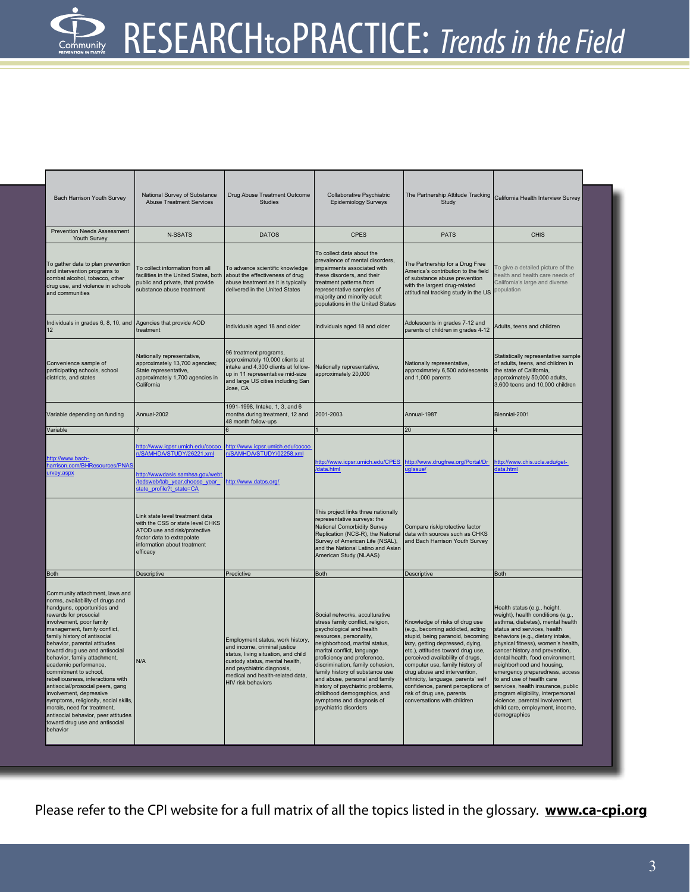| Bach Harrison Youth Survey | National Survey of Substance Abuse Treatment Services | Drug Abuse Treatment Outcome Studies | Collaborative Psychiatric Epidemiology Surveys | The Partnership Attitude Tracking Study | California Health Interview Survey |
|---|---|---|---|---|---|
| Prevention Needs Assessment Youth Survey | N-SSATS | DATOS | CPES | PATS | CHIS |
| To gather data to plan prevention and intervention programs to combat alcohol, tobacco, other drug use, and violence in schools and communities | To collect information from all facilities in the United States, both public and private, that provide substance abuse treatment | To advance scientific knowledge about the effectiveness of drug abuse treatment as it is typically delivered in the United States | To collect data about the prevalence of mental disorders, impairments associated with these disorders, and their treatment patterns from representative samples of majority and minority adult populations in the United States | The Partnership for a Drug Free America's contribution to the field of substance abuse prevention with the largest drug-related attitudinal tracking study in the US | To give a detailed picture of the health and health care needs of California's large and diverse population |
| Individuals in grades 6, 8, 10, and 12 | Agencies that provide AOD treatment | Individuals aged 18 and older | Individuals aged 18 and older | Adolescents in grades 7-12 and parents of children in grades 4-12 | Adults, teens and children |
| Convenience sample of participating schools, school districts, and states | Nationally representative, approximately 13,700 agencies; State representative, approximately 1,700 agencies in California | 96 treatment programs, approximately 10,000 clients at intake and 4,300 clients at follow-up in 11 representative mid-size and large US cities including San Jose, CA | Nationally representative, approximately 20,000 | Nationally representative, approximately 6,500 adolescents and 1,000 parents | Statistically representative sample of adults, teens, and children in the state of California, approximately 50,000 adults, 3,600 teens and 10,000 children |
| Variable depending on funding | Annual-2002 | 1991-1998, Intake, 1, 3, and 6 months during treatment, 12 and 48 month follow-ups | 2001-2003 | Annual-1987 | Biennial-2001 |
| Variable | 7 | 6 | 1 | 20 | 4 |
| http://www.bach-harrison.com/BHResources/PNASurvey.aspx | http://www.icpsr.umich.edu/cocoon/SAMHDA/STUDY/26221.xml<br>http://wwwdasis.samhsa.gov/webt/tedsweb/tab_year.choose_year_state_profile?t_state=CA | http://www.icpsr.umich.edu/cocoon/SAMHDA/STUDY/02258.xml<br>http://www.datos.org/ | http://www.icpsr.umich.edu/CPES/data.html | http://www.drugfree.org/Portal/DrugIssue/ | http://www.chis.ucla.edu/get-data.html |
| | Link state level treatment data with the CSS or state level CHKS ATOD use and risk/protective factor data to extrapolate information about treatment efficacy | | This project links three nationally representative surveys: the National Comorbidity Survey Replication (NCS-R), the National Survey of American Life (NSAL), and the National Latino and Asian American Study (NLAAS) | Compare risk/protective factor data with sources such as CHKS and Bach Harrison Youth Survey | |
| Both | Descriptive | Predictive | Both | Descriptive | Both |
| Community attachment, laws and norms, availability of drugs and handguns, opportunities and rewards for prosocial involvement, poor family management, family conflict, family history of antisocial behavior, parental attitudes toward drug use and antisocial behavior, family attachment, academic performance, commitment to school, rebelliousness, interactions with antisocial/prosocial peers, gang involvement, depressive symptoms, religiosity, social skills, morals, need for treatment, antisocial behavior, peer attitudes toward drug use and antisocial behavior | N/A | Employment status, work history, and income, criminal justice status, living situation, and child custody status, mental health, and psychiatric diagnosis, medical and health-related data, HIV risk behaviors | Social networks, acculturative stress family conflict, religion, psychological and health resources, personality, neighborhood, marital status, marital conflict, language proficiency and preference, discrimination, family cohesion, family history of substance use and abuse, personal and family history of psychiatric problems, childhood demographics, and symptoms and diagnosis of psychiatric disorders | Knowledge of risks of drug use (e.g., becoming addicted, acting stupid, being paranoid, becoming lazy, getting depressed, dying, etc.), attitudes toward drug use, perceived availability of drugs, computer use, family history of drug abuse and intervention, ethnicity, language, parents' self confidence, parent perceptions of risk of drug use, parents conversations with children | Health status (e.g., height, weight), health conditions (e.g., asthma, diabetes), mental health status and services, health behaviors (e.g., dietary intake, physical fitness), women's health, cancer history and prevention, dental health, food environment, neighborhood and housing, emergency preparedness, access to and use of health care services, health insurance, public program eligibility, interpersonal violence, parental involvement, child care, employment, income, demographics |

Please refer to the CPI website for a full matrix of all the topics listed in the glossary. **www.ca-cpi.org**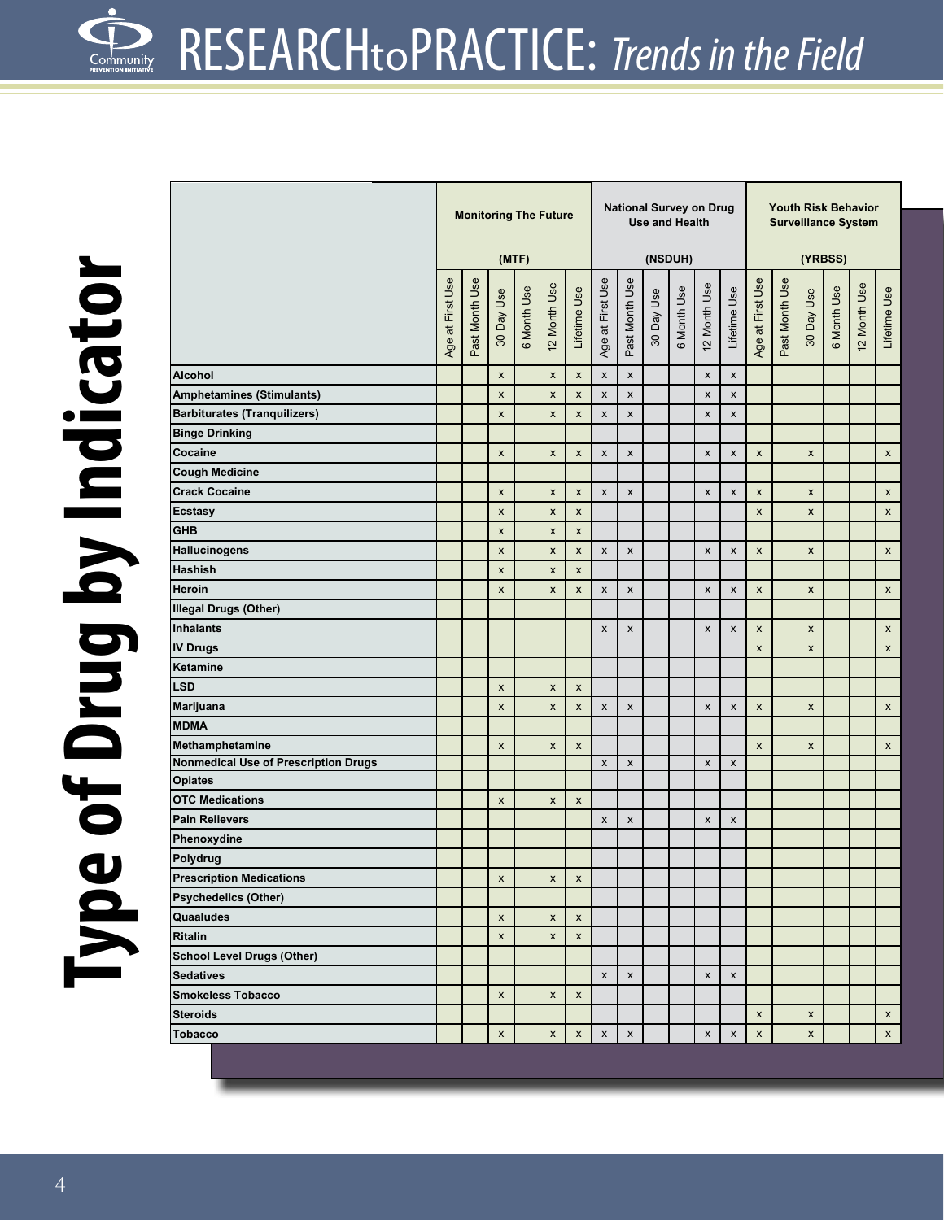# Type of Drug by Indicator

| | Monitoring The Future (MTF) | | | | | | National Survey on Drug Use and Health (NSDUH) | | | | | | Youth Risk Behavior Surveillance System (YRBSS) | | | | | |
|---|---|---|---|---|---|---|---|---|---|---|---|---|---|---|---|---|---|---|
| | Age at First Use | Past Month Use | 30 Day Use | 6 Month Use | 12 Month Use | Lifetime Use | Age at First Use | Past Month Use | 30 Day Use | 6 Month Use | 12 Month Use | Lifetime Use | Age at First Use | Past Month Use | 30 Day Use | 6 Month Use | 12 Month Use | Lifetime Use |
| **Alcohol** | | | x | | x | x | x | x | | | x | x | | | | | | |
| **Amphetamines (Stimulants)** | | | x | | x | x | x | x | | | x | x | | | | | | |
| **Barbiturates (Tranquilizers)** | | | x | | x | x | x | x | | | x | x | | | | | | |
| **Binge Drinking** | | | | | | | | | | | | | | | | | | |
| **Cocaine** | | | x | | x | x | x | x | | | x | x | x | | x | | | x |
| **Cough Medicine** | | | | | | | | | | | | | | | | | | |
| **Crack Cocaine** | | | x | | x | x | x | x | | | x | x | x | | x | | | x |
| **Ecstasy** | | | x | | x | x | | | | | | | x | | x | | | x |
| **GHB** | | | x | | x | x | | | | | | | | | | | | |
| **Hallucinogens** | | | x | | x | x | x | x | | | x | x | x | | x | | | x |
| **Hashish** | | | x | | x | x | | | | | | | | | | | | |
| **Heroin** | | | x | | x | x | x | x | | | x | x | x | | x | | | x |
| **Illegal Drugs (Other)** | | | | | | | | | | | | | | | | | | |
| **Inhalants** | | | | | | | x | x | | | x | x | x | | x | | | x |
| **IV Drugs** | | | | | | | | | | | | | x | | x | | | x |
| **Ketamine** | | | | | | | | | | | | | | | | | | |
| **LSD** | | | x | | x | x | | | | | | | | | | | | |
| **Marijuana** | | | x | | x | x | x | x | | | x | x | x | | x | | | x |
| **MDMA** | | | | | | | | | | | | | | | | | | |
| **Methamphetamine** | | | x | | x | x | | | | | | | x | | x | | | x |
| **Nonmedical Use of Prescription Drugs** | | | | | | | x | x | | | x | x | | | | | | |
| **Opiates** | | | | | | | | | | | | | | | | | | |
| **OTC Medications** | | | x | | x | x | | | | | | | | | | | | |
| **Pain Relievers** | | | | | | | x | x | | | x | x | | | | | | |
| **Phenoxydine** | | | | | | | | | | | | | | | | | | |
| **Polydrug** | | | | | | | | | | | | | | | | | | |
| **Prescription Medications** | | | x | | x | x | | | | | | | | | | | | |
| **Psychedelics (Other)** | | | | | | | | | | | | | | | | | | |
| **Quaaludes** | | | x | | x | x | | | | | | | | | | | | |
| **Ritalin** | | | x | | x | x | | | | | | | | | | | | |
| **School Level Drugs (Other)** | | | | | | | | | | | | | | | | | | |
| **Sedatives** | | | | | | | x | x | | | x | x | | | | | | |
| **Smokeless Tobacco** | | | x | | x | x | | | | | | | | | | | | |
| **Steroids** | | | | | | | | | | | | | x | | x | | | x |
| **Tobacco** | | | x | | x | x | x | x | | | x | x | x | | x | | | x |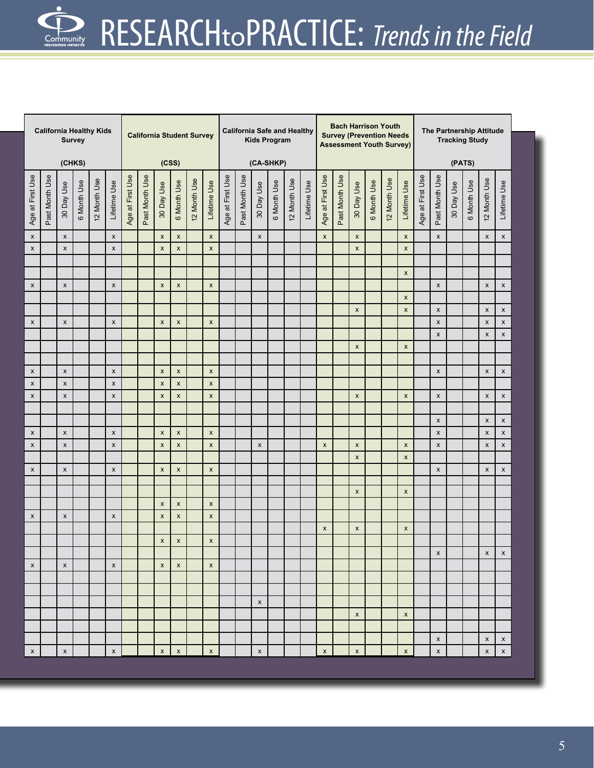| California Healthy Kids Survey (CHKS) | | | | | | California Student Survey (CSS) | | | | | | California Safe and Healthy Kids Program (CA-SHKP) | | | | | | Bach Harrison Youth Survey (Prevention Needs Assessment Youth Survey) | | | | | | The Partnership Attitude Tracking Study (PATS) | | | | | |
|---|---|---|---|---|---|---|---|---|---|---|---|---|---|---|---|---|---|---|---|---|---|---|---|---|---|---|---|---|---|
| Age at First Use | Past Month Use | 30 Day Use | 6 Month Use | 12 Month Use | Lifetime Use | Age at First Use | Past Month Use | 30 Day Use | 6 Month Use | 12 Month Use | Lifetime Use | Age at First Use | Past Month Use | 30 Day Use | 6 Month Use | 12 Month Use | Lifetime Use | Age at First Use | Past Month Use | 30 Day Use | 6 Month Use | 12 Month Use | Lifetime Use | Age at First Use | Past Month Use | 30 Day Use | 6 Month Use | 12 Month Use | Lifetime Use |
| x | | x | | | x | | | x | x | | x | | | x | | | | x | | x | | | x | | x | | | x | x |
| x | | x | | | x | | | x | x | | x | | | | | | | | | x | | | x | | | | | | |
| | | | | | | | | | | | | | | | | | | | | | | | | | | | | | |
| | | | | | | | | | | | | | | | | | | | | | | | x | | | | | | |
| x | | x | | | x | | | x | x | | x | | | | | | | | | | | | | | x | | | x | x |
| | | | | | | | | | | | | | | | | | | | | | | | x | | | | | | |
| | | | | | | | | | | | | | | | | | | | | x | | | x | | x | | | x | x |
| x | | x | | | x | | | x | x | | x | | | | | | | | | | | | | | x | | | x | x |
| | | | | | | | | | | | | | | | | | | | | | | | | | x | | | x | x |
| | | | | | | | | | | | | | | | | | | | | x | | | x | | | | | | |
| | | | | | | | | | | | | | | | | | | | | | | | | | | | | | |
| x | | x | | | x | | | x | x | | x | | | | | | | | | | | | | | x | | | x | x |
| x | | x | | | x | | | x | x | | x | | | | | | | | | | | | | | | | | | |
| x | | x | | | x | | | x | x | | x | | | | | | | | | x | | | x | | x | | | x | x |
| | | | | | | | | | | | | | | | | | | | | | | | | | | | | | |
| | | | | | | | | | | | | | | | | | | | | | | | | | x | | | x | x |
| x | | x | | | x | | | x | x | | x | | | | | | | | | | | | | | x | | | x | x |
| x | | x | | | x | | | x | x | | x | | | x | | | | x | | x | | | x | | x | | | x | x |
| | | | | | | | | | | | | | | | | | | | | x | | | x | | | | | | |
| x | | x | | | x | | | x | x | | x | | | | | | | | | | | | | | x | | | x | x |
| | | | | | | | | | | | | | | | | | | | | | | | | | | | | | |
| | | | | | | | | | | | | | | | | | | | | x | | | x | | | | | | |
| | | | | | | | | x | x | | x | | | | | | | | | | | | | | | | | | |
| x | | x | | | x | | | x | x | | x | | | | | | | | | | | | | | | | | | |
| | | | | | | | | | | | | | | | | | | x | | x | | | x | | | | | | |
| | | | | | | | | x | x | | x | | | | | | | | | | | | | | | | | | |
| | | | | | | | | | | | | | | | | | | | | | | | | | x | | | x | x |
| x | | x | | | x | | | x | x | | x | | | | | | | | | | | | | | | | | | |
| | | | | | | | | | | | | | | | | | | | | | | | | | | | | | |
| | | | | | | | | | | | | | | | | | | | | | | | | | | | | | |
| | | | | | | | | | | | | | | x | | | | | | | | | | | | | | | |
| | | | | | | | | | | | | | | | | | | | | x | | | x | | | | | | |
| | | | | | | | | | | | | | | | | | | | | | | | | | | | | | |
| | | | | | | | | | | | | | | | | | | | | | | | | | x | | | x | x |
| x | | x | | | x | | | x | x | | x | | | x | | | | x | | x | | | x | | x | | | x | x |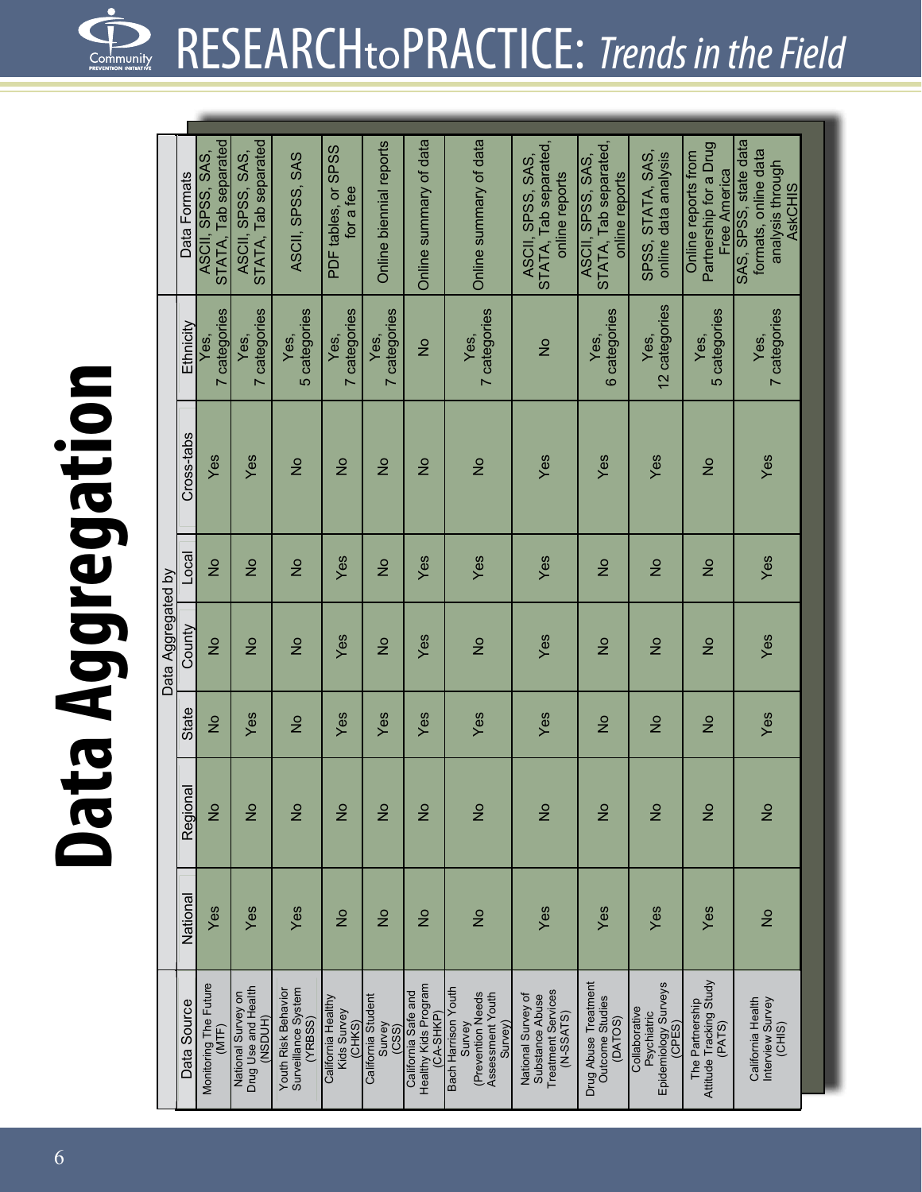# Data Aggregation

| Data Source | Data Aggregated by | | | | | Cross-tabs | Ethnicity | Data Formats |
|---|---|---|---|---|---|---|---|---|
| | National | Regional | State | County | Local | | | |
| Monitoring The Future (MTF) | Yes | No | No | No | No | Yes | Yes, 7 categories | ASCII, SPSS, SAS, STATA, Tab separated |
| National Survey on Drug Use and Health (NSDUH) | Yes | No | Yes | No | No | Yes | Yes, 7 categories | ASCII, SPSS, SAS, STATA, Tab separated |
| Youth Risk Behavior Surveillance System (YRBSS) | Yes | No | No | No | No | No | Yes, 5 categories | ASCII, SPSS, SAS |
| California Healthy Kids Survey (CHKS) | No | No | Yes | Yes | Yes | No | Yes, 7 categories | PDF tables, or SPSS for a fee |
| California Student Survey (CSS) | No | No | Yes | No | No | No | Yes, 7 categories | Online biennial reports |
| California Safe and Healthy Kids Program (CA-SHKP) | No | No | Yes | Yes | Yes | No | No | Online summary of data |
| Bach Harrison Youth Survey (Prevention Needs Assessment Youth Survey) | No | No | Yes | No | Yes | No | Yes, 7 categories | Online summary of data |
| National Survey of Substance Abuse Treatment Services (N-SSATS) | Yes | No | Yes | Yes | Yes | Yes | No | ASCII, SPSS, SAS, STATA, Tab separated, online reports |
| Drug Abuse Treatment Outcome Studies (DATOS) | Yes | No | No | No | No | Yes | Yes, 6 categories | ASCII, SPSS, SAS, STATA, Tab separated, online reports |
| Collaborative Psychiatric Epidemiology Surveys (CPES) | Yes | No | No | No | No | Yes | Yes, 12 categories | SPSS, STATA, SAS, online data analysis |
| The Partnership Attitude Tracking Study (PATS) | Yes | No | No | No | No | No | Yes, 5 categories | Online reports from Partnership for a Drug Free America |
| California Health Interview Survey (CHIS) | No | No | Yes | Yes | Yes | Yes | Yes, 7 categories | SAS, SPSS, state data formats, online data analysis through AskCHIS |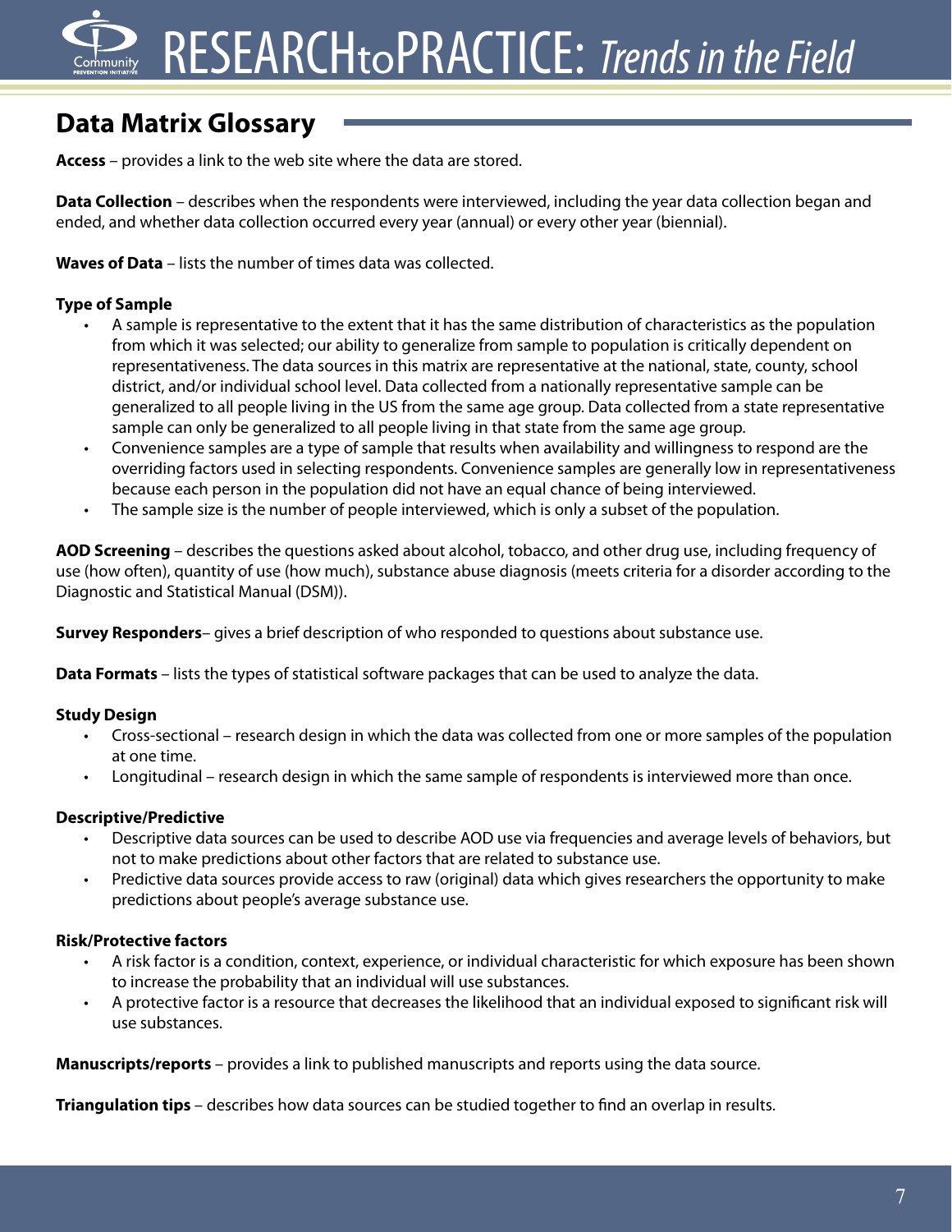## Data Matrix Glossary

**Access** – provides a link to the web site where the data are stored.

**Data Collection** – describes when the respondents were interviewed, including the year data collection began and ended, and whether data collection occurred every year (annual) or every other year (biennial).

**Waves of Data** – lists the number of times data was collected.

**Type of Sample**

- A sample is representative to the extent that it has the same distribution of characteristics as the population from which it was selected; our ability to generalize from sample to population is critically dependent on representativeness. The data sources in this matrix are representative at the national, state, county, school district, and/or individual school level. Data collected from a nationally representative sample can be generalized to all people living in the US from the same age group. Data collected from a state representative sample can only be generalized to all people living in that state from the same age group.
- Convenience samples are a type of sample that results when availability and willingness to respond are the overriding factors used in selecting respondents. Convenience samples are generally low in representativeness because each person in the population did not have an equal chance of being interviewed.
- The sample size is the number of people interviewed, which is only a subset of the population.

**AOD Screening** – describes the questions asked about alcohol, tobacco, and other drug use, including frequency of use (how often), quantity of use (how much), substance abuse diagnosis (meets criteria for a disorder according to the Diagnostic and Statistical Manual (DSM)).

**Survey Responders**– gives a brief description of who responded to questions about substance use.

**Data Formats** – lists the types of statistical software packages that can be used to analyze the data.

**Study Design**

- Cross-sectional – research design in which the data was collected from one or more samples of the population at one time.
- Longitudinal – research design in which the same sample of respondents is interviewed more than once.

**Descriptive/Predictive**

- Descriptive data sources can be used to describe AOD use via frequencies and average levels of behaviors, but not to make predictions about other factors that are related to substance use.
- Predictive data sources provide access to raw (original) data which gives researchers the opportunity to make predictions about people's average substance use.

**Risk/Protective factors**

- A risk factor is a condition, context, experience, or individual characteristic for which exposure has been shown to increase the probability that an individual will use substances.
- A protective factor is a resource that decreases the likelihood that an individual exposed to significant risk will use substances.

**Manuscripts/reports** – provides a link to published manuscripts and reports using the data source.

**Triangulation tips** – describes how data sources can be studied together to find an overlap in results.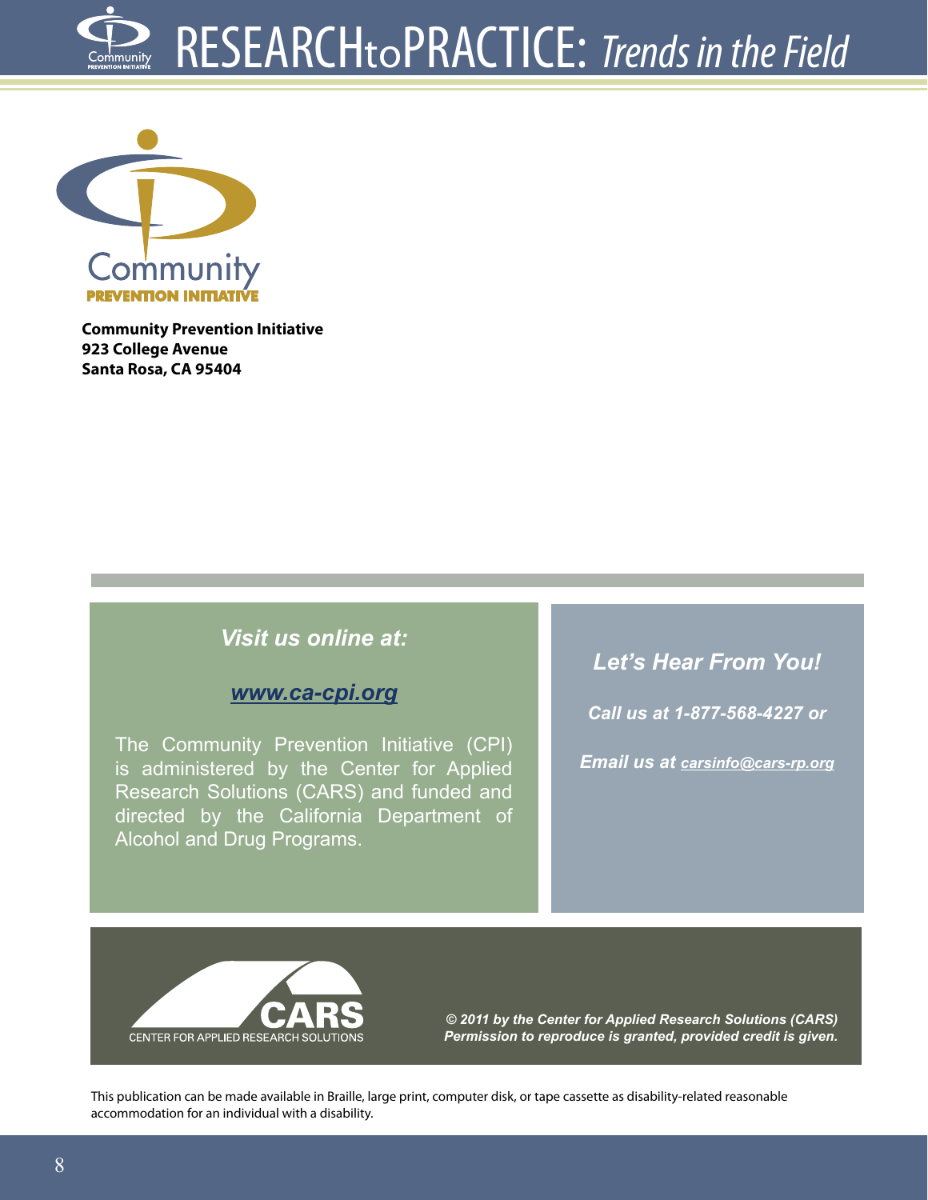**Community Prevention Initiative**
**923 College Avenue**
**Santa Rosa, CA 95404**

***Visit us online at:***

***www.ca-cpi.org***

The Community Prevention Initiative (CPI) is administered by the Center for Applied Research Solutions (CARS) and funded and directed by the California Department of Alcohol and Drug Programs.

***Let's Hear From You!***

***Call us at 1-877-568-4227 or***

***Email us at carsinfo@cars-rp.org***

CARS
CENTER FOR APPLIED RESEARCH SOLUTIONS

***© 2011 by the Center for Applied Research Solutions (CARS)***
***Permission to reproduce is granted, provided credit is given.***

This publication can be made available in Braille, large print, computer disk, or tape cassette as disability-related reasonable accommodation for an individual with a disability.